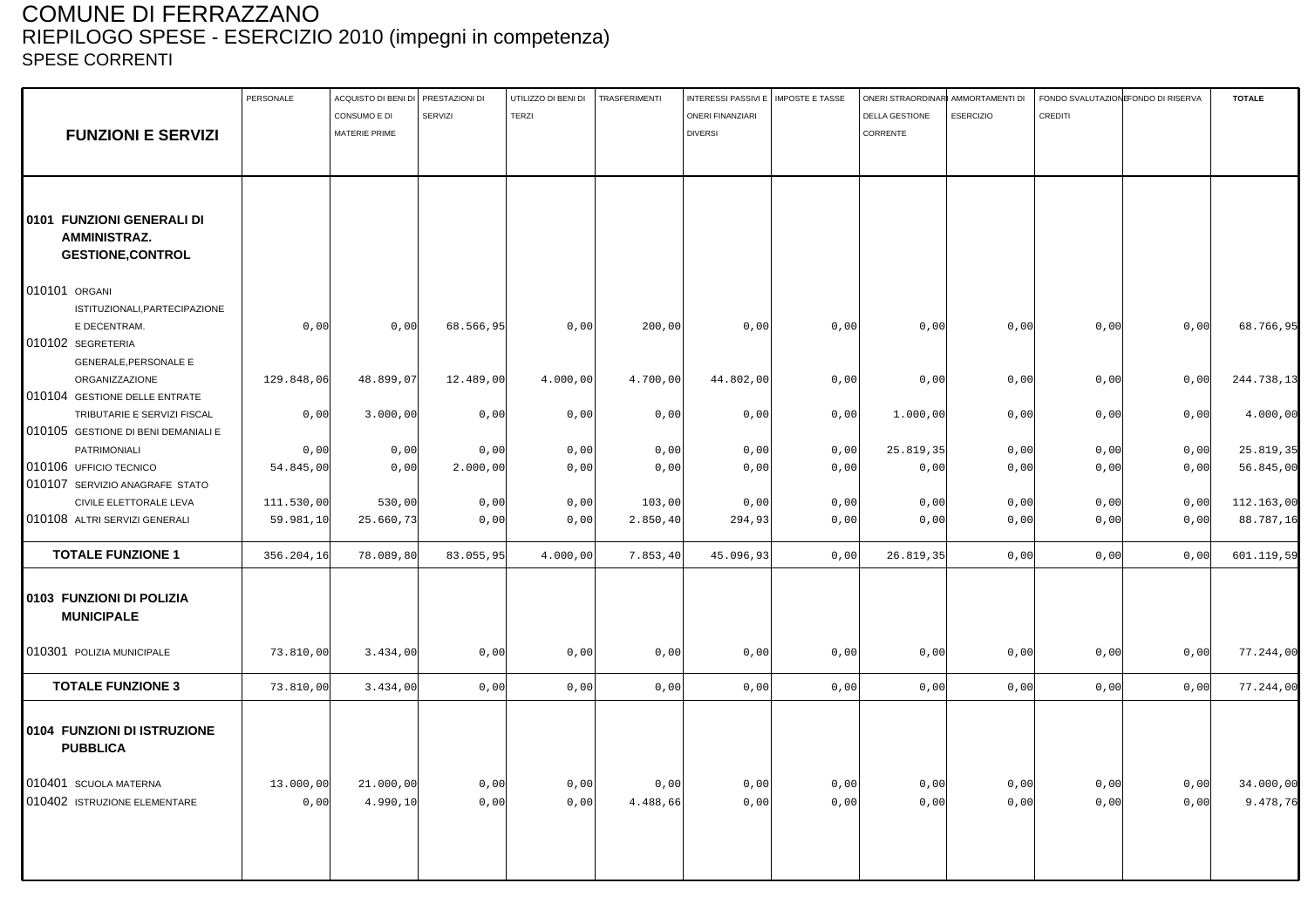# COMUNE DI FERRAZZANO

## RIEPILOGO SPESE - ESERCIZIO 2010 (impegni in competenza)

### SPESE CORRENTI

| FUNZIONI E SERVIZI | PERSONALE | ACQUISTO DI BENI DI CONSUMO E DI MATERIE PRIME | PRESTAZIONI DI SERVIZI | UTILIZZO DI BENI DI TERZI | TRASFERIMENTI | INTERESSI PASSIVI E ONERI FINANZIARI DIVERSI | IMPOSTE E TASSE | ONERI STRAORDINARI DELLA GESTIONE CORRENTE | AMMORTAMENTI DI ESERCIZIO | FONDO SVALUTAZIONE CREDITI | FONDO DI RISERVA | TOTALE |
|---|---|---|---|---|---|---|---|---|---|---|---|---|
| **0101 FUNZIONI GENERALI DI AMMINISTRAZ. GESTIONE,CONTROL** | | | | | | | | | | | | |
| 010101 ORGANI ISTITUZIONALI,PARTECIPAZIONE E DECENTRAM. | 0,00 | 0,00 | 68.566,95 | 0,00 | 200,00 | 0,00 | 0,00 | 0,00 | 0,00 | 0,00 | 0,00 | 68.766,95 |
| 010102 SEGRETERIA GENERALE,PERSONALE E ORGANIZZAZIONE | 129.848,06 | 48.899,07 | 12.489,00 | 4.000,00 | 4.700,00 | 44.802,00 | 0,00 | 0,00 | 0,00 | 0,00 | 0,00 | 244.738,13 |
| 010104 GESTIONE DELLE ENTRATE TRIBUTARIE E SERVIZI FISCAL | 0,00 | 3.000,00 | 0,00 | 0,00 | 0,00 | 0,00 | 0,00 | 1.000,00 | 0,00 | 0,00 | 0,00 | 4.000,00 |
| 010105 GESTIONE DI BENI DEMANIALI E PATRIMONIALI | 0,00 | 0,00 | 0,00 | 0,00 | 0,00 | 0,00 | 0,00 | 25.819,35 | 0,00 | 0,00 | 0,00 | 25.819,35 |
| 010106 UFFICIO TECNICO | 54.845,00 | 0,00 | 2.000,00 | 0,00 | 0,00 | 0,00 | 0,00 | 0,00 | 0,00 | 0,00 | 0,00 | 56.845,00 |
| 010107 SERVIZIO ANAGRAFE STATO CIVILE ELETTORALE LEVA | 111.530,00 | 530,00 | 0,00 | 0,00 | 103,00 | 0,00 | 0,00 | 0,00 | 0,00 | 0,00 | 0,00 | 112.163,00 |
| 010108 ALTRI SERVIZI GENERALI | 59.981,10 | 25.660,73 | 0,00 | 0,00 | 2.850,40 | 294,93 | 0,00 | 0,00 | 0,00 | 0,00 | 0,00 | 88.787,16 |
| **TOTALE FUNZIONE 1** | 356.204,16 | 78.089,80 | 83.055,95 | 4.000,00 | 7.853,40 | 45.096,93 | 0,00 | 26.819,35 | 0,00 | 0,00 | 0,00 | 601.119,59 |
| **0103 FUNZIONI DI POLIZIA MUNICIPALE** | | | | | | | | | | | | |
| 010301 POLIZIA MUNICIPALE | 73.810,00 | 3.434,00 | 0,00 | 0,00 | 0,00 | 0,00 | 0,00 | 0,00 | 0,00 | 0,00 | 0,00 | 77.244,00 |
| **TOTALE FUNZIONE 3** | 73.810,00 | 3.434,00 | 0,00 | 0,00 | 0,00 | 0,00 | 0,00 | 0,00 | 0,00 | 0,00 | 0,00 | 77.244,00 |
| **0104 FUNZIONI DI ISTRUZIONE PUBBLICA** | | | | | | | | | | | | |
| 010401 SCUOLA MATERNA | 13.000,00 | 21.000,00 | 0,00 | 0,00 | 0,00 | 0,00 | 0,00 | 0,00 | 0,00 | 0,00 | 0,00 | 34.000,00 |
| 010402 ISTRUZIONE ELEMENTARE | 0,00 | 4.990,10 | 0,00 | 0,00 | 4.488,66 | 0,00 | 0,00 | 0,00 | 0,00 | 0,00 | 0,00 | 9.478,76 |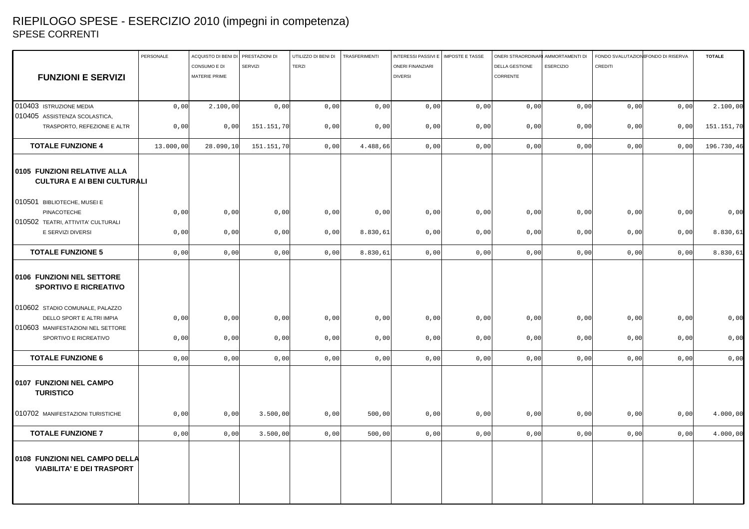# RIEPILOGO SPESE - ESERCIZIO 2010 (impegni in competenza)

## SPESE CORRENTI

| FUNZIONI E SERVIZI | PERSONALE | ACQUISTO DI BENI DI CONSUMO E DI MATERIE PRIME | PRESTAZIONI DI SERVIZI | UTILIZZO DI BENI DI TERZI | TRASFERIMENTI | INTERESSI PASSIVI E ONERI FINANZIARI DIVERSI | IMPOSTE E TASSE | ONERI STRAORDINARI DELLA GESTIONE CORRENTE | AMMORTAMENTI DI ESERCIZIO | FONDO SVALUTAZIONE CREDITI | FONDO DI RISERVA | TOTALE |
|---|---|---|---|---|---|---|---|---|---|---|---|---|
| 010403 ISTRUZIONE MEDIA | 0,00 | 2.100,00 | 0,00 | 0,00 | 0,00 | 0,00 | 0,00 | 0,00 | 0,00 | 0,00 | 0,00 | 2.100,00 |
| 010405 ASSISTENZA SCOLASTICA, TRASPORTO, REFEZIONE E ALTR | 0,00 | 0,00 | 151.151,70 | 0,00 | 0,00 | 0,00 | 0,00 | 0,00 | 0,00 | 0,00 | 0,00 | 151.151,70 |
| **TOTALE FUNZIONE 4** | 13.000,00 | 28.090,10 | 151.151,70 | 0,00 | 4.488,66 | 0,00 | 0,00 | 0,00 | 0,00 | 0,00 | 0,00 | 196.730,46 |
| **0105 FUNZIONI RELATIVE ALLA CULTURA E AI BENI CULTURALI** | | | | | | | | | | | | |
| 010501 BIBLIOTECHE, MUSEI E PINACOTECHE | 0,00 | 0,00 | 0,00 | 0,00 | 0,00 | 0,00 | 0,00 | 0,00 | 0,00 | 0,00 | 0,00 | 0,00 |
| 010502 TEATRI, ATTIVITA' CULTURALI E SERVIZI DIVERSI | 0,00 | 0,00 | 0,00 | 0,00 | 8.830,61 | 0,00 | 0,00 | 0,00 | 0,00 | 0,00 | 0,00 | 8.830,61 |
| **TOTALE FUNZIONE 5** | 0,00 | 0,00 | 0,00 | 0,00 | 8.830,61 | 0,00 | 0,00 | 0,00 | 0,00 | 0,00 | 0,00 | 8.830,61 |
| **0106 FUNZIONI NEL SETTORE SPORTIVO E RICREATIVO** | | | | | | | | | | | | |
| 010602 STADIO COMUNALE, PALAZZO DELLO SPORT E ALTRI IMPIA | 0,00 | 0,00 | 0,00 | 0,00 | 0,00 | 0,00 | 0,00 | 0,00 | 0,00 | 0,00 | 0,00 | 0,00 |
| 010603 MANIFESTAZIONI NEL SETTORE SPORTIVO E RICREATIVO | 0,00 | 0,00 | 0,00 | 0,00 | 0,00 | 0,00 | 0,00 | 0,00 | 0,00 | 0,00 | 0,00 | 0,00 |
| **TOTALE FUNZIONE 6** | 0,00 | 0,00 | 0,00 | 0,00 | 0,00 | 0,00 | 0,00 | 0,00 | 0,00 | 0,00 | 0,00 | 0,00 |
| **0107 FUNZIONI NEL CAMPO TURISTICO** | | | | | | | | | | | | |
| 010702 MANIFESTAZIONI TURISTICHE | 0,00 | 0,00 | 3.500,00 | 0,00 | 500,00 | 0,00 | 0,00 | 0,00 | 0,00 | 0,00 | 0,00 | 4.000,00 |
| **TOTALE FUNZIONE 7** | 0,00 | 0,00 | 3.500,00 | 0,00 | 500,00 | 0,00 | 0,00 | 0,00 | 0,00 | 0,00 | 0,00 | 4.000,00 |
| **0108 FUNZIONI NEL CAMPO DELLA VIABILITA' E DEI TRASPORT** | | | | | | | | | | | | |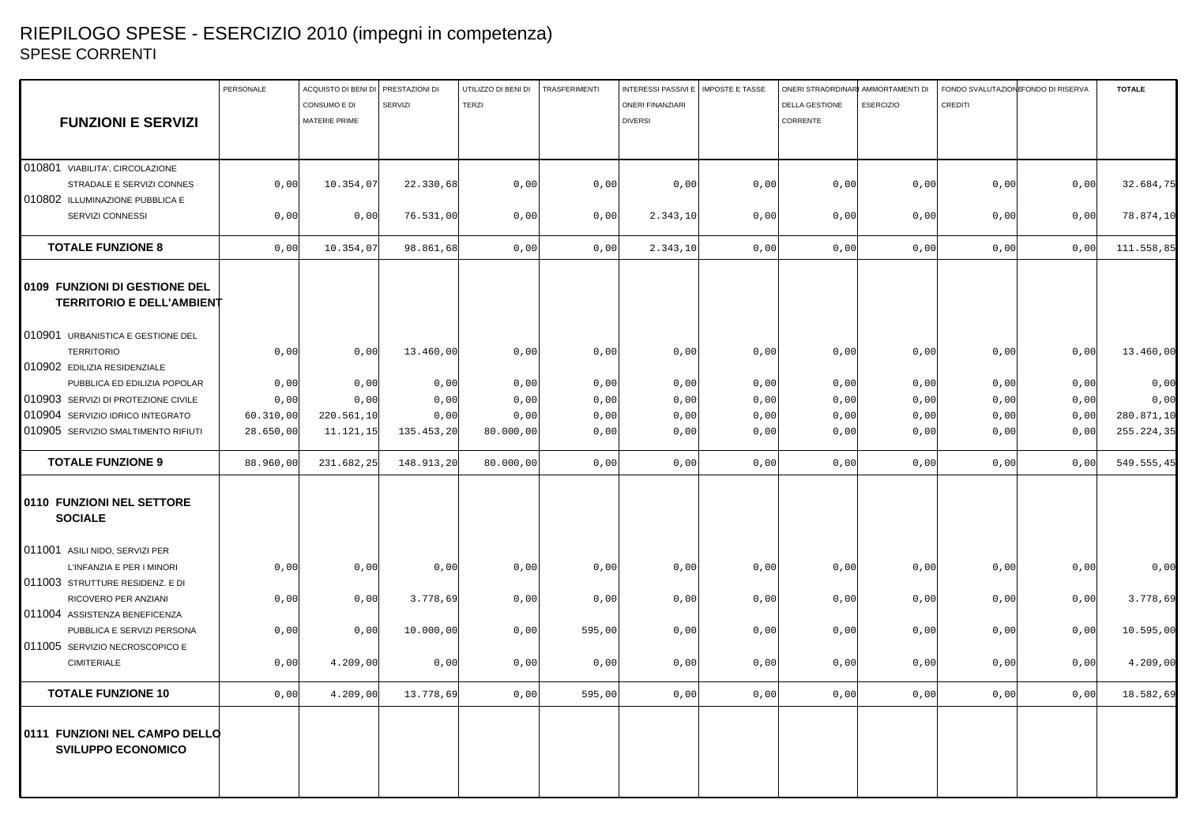# RIEPILOGO SPESE - ESERCIZIO 2010 (impegni in competenza)

## SPESE CORRENTI

| FUNZIONI E SERVIZI | PERSONALE | ACQUISTO DI BENI DI CONSUMO E DI MATERIE PRIME | PRESTAZIONI DI SERVIZI | UTILIZZO DI BENI DI TERZI | TRASFERIMENTI | INTERESSI PASSIVI E ONERI FINANZIARI DIVERSI | IMPOSTE E TASSE | ONERI STRAORDINARI DELLA GESTIONE CORRENTE | AMMORTAMENTI DI ESERCIZIO | FONDO SVALUTAZIONE CREDITI | FONDO DI RISERVA | TOTALE |
|---|---|---|---|---|---|---|---|---|---|---|---|---|
| 010801 VIABILITA', CIRCOLAZIONE STRADALE E SERVIZI CONNES | 0,00 | 10.354,07 | 22.330,68 | 0,00 | 0,00 | 0,00 | 0,00 | 0,00 | 0,00 | 0,00 | 0,00 | 32.684,75 |
| 010802 ILLUMINAZIONE PUBBLICA E SERVIZI CONNESSI | 0,00 | 0,00 | 76.531,00 | 0,00 | 0,00 | 2.343,10 | 0,00 | 0,00 | 0,00 | 0,00 | 0,00 | 78.874,10 |
| **TOTALE FUNZIONE 8** | 0,00 | 10.354,07 | 98.861,68 | 0,00 | 0,00 | 2.343,10 | 0,00 | 0,00 | 0,00 | 0,00 | 0,00 | 111.558,85 |
| **0109 FUNZIONI DI GESTIONE DEL TERRITORIO E DELL'AMBIENT** | | | | | | | | | | | | |
| 010901 URBANISTICA E GESTIONE DEL TERRITORIO | 0,00 | 0,00 | 13.460,00 | 0,00 | 0,00 | 0,00 | 0,00 | 0,00 | 0,00 | 0,00 | 0,00 | 13.460,00 |
| 010902 EDILIZIA RESIDENZIALE PUBBLICA ED EDILIZIA POPOLAR | 0,00 | 0,00 | 0,00 | 0,00 | 0,00 | 0,00 | 0,00 | 0,00 | 0,00 | 0,00 | 0,00 | 0,00 |
| 010903 SERVIZI DI PROTEZIONE CIVILE | 0,00 | 0,00 | 0,00 | 0,00 | 0,00 | 0,00 | 0,00 | 0,00 | 0,00 | 0,00 | 0,00 | 0,00 |
| 010904 SERVIZIO IDRICO INTEGRATO | 60.310,00 | 220.561,10 | 0,00 | 0,00 | 0,00 | 0,00 | 0,00 | 0,00 | 0,00 | 0,00 | 0,00 | 280.871,10 |
| 010905 SERVIZIO SMALTIMENTO RIFIUTI | 28.650,00 | 11.121,15 | 135.453,20 | 80.000,00 | 0,00 | 0,00 | 0,00 | 0,00 | 0,00 | 0,00 | 0,00 | 255.224,35 |
| **TOTALE FUNZIONE 9** | 88.960,00 | 231.682,25 | 148.913,20 | 80.000,00 | 0,00 | 0,00 | 0,00 | 0,00 | 0,00 | 0,00 | 0,00 | 549.555,45 |
| **0110 FUNZIONI NEL SETTORE SOCIALE** | | | | | | | | | | | | |
| 011001 ASILI NIDO, SERVIZI PER L'INFANZIA E PER I MINORI | 0,00 | 0,00 | 0,00 | 0,00 | 0,00 | 0,00 | 0,00 | 0,00 | 0,00 | 0,00 | 0,00 | 0,00 |
| 011003 STRUTTURE RESIDENZ. E DI RICOVERO PER ANZIANI | 0,00 | 0,00 | 3.778,69 | 0,00 | 0,00 | 0,00 | 0,00 | 0,00 | 0,00 | 0,00 | 0,00 | 3.778,69 |
| 011004 ASSISTENZA BENEFICENZA PUBBLICA E SERVIZI PERSONA | 0,00 | 0,00 | 10.000,00 | 0,00 | 595,00 | 0,00 | 0,00 | 0,00 | 0,00 | 0,00 | 0,00 | 10.595,00 |
| 011005 SERVIZIO NECROSCOPICO E CIMITERIALE | 0,00 | 4.209,00 | 0,00 | 0,00 | 0,00 | 0,00 | 0,00 | 0,00 | 0,00 | 0,00 | 0,00 | 4.209,00 |
| **TOTALE FUNZIONE 10** | 0,00 | 4.209,00 | 13.778,69 | 0,00 | 595,00 | 0,00 | 0,00 | 0,00 | 0,00 | 0,00 | 0,00 | 18.582,69 |
| **0111 FUNZIONI NEL CAMPO DELLO SVILUPPO ECONOMICO** | | | | | | | | | | | | |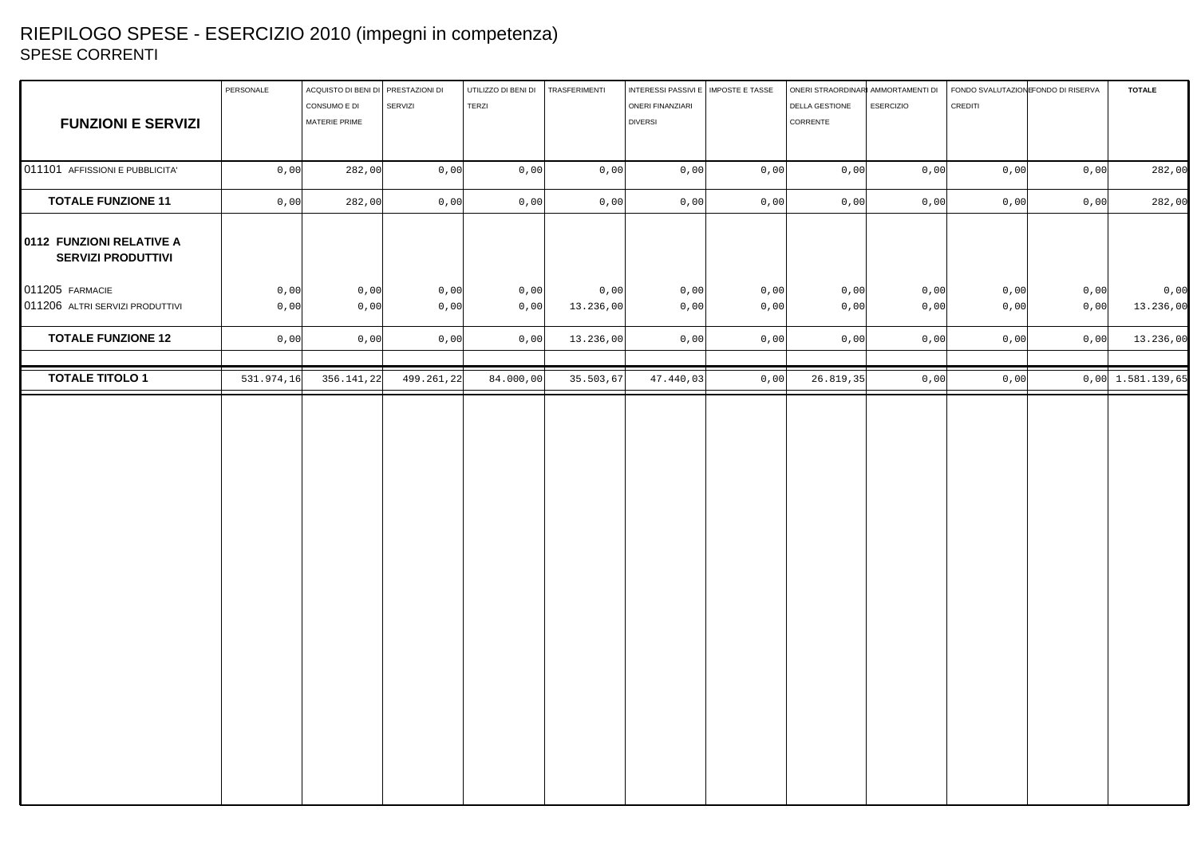# RIEPILOGO SPESE - ESERCIZIO 2010 (impegni in competenza)

## SPESE CORRENTI

| FUNZIONI E SERVIZI | PERSONALE | ACQUISTO DI BENI DI CONSUMO E DI MATERIE PRIME | PRESTAZIONI DI SERVIZI | UTILIZZO DI BENI DI TERZI | TRASFERIMENTI | INTERESSI PASSIVI E ONERI FINANZIARI DIVERSI | IMPOSTE E TASSE | ONERI STRAORDINARI DELLA GESTIONE CORRENTE | AMMORTAMENTI DI ESERCIZIO | FONDO SVALUTAZIONE CREDITI | FONDO DI RISERVA | TOTALE |
|---|---|---|---|---|---|---|---|---|---|---|---|---|
| 011101 AFFISSIONI E PUBBLICITA' | 0,00 | 282,00 | 0,00 | 0,00 | 0,00 | 0,00 | 0,00 | 0,00 | 0,00 | 0,00 | 0,00 | 282,00 |
| **TOTALE FUNZIONE 11** | 0,00 | 282,00 | 0,00 | 0,00 | 0,00 | 0,00 | 0,00 | 0,00 | 0,00 | 0,00 | 0,00 | 282,00 |
| **0112 FUNZIONI RELATIVE A SERVIZI PRODUTTIVI** | | | | | | | | | | | | |
| 011205 FARMACIE | 0,00 | 0,00 | 0,00 | 0,00 | 0,00 | 0,00 | 0,00 | 0,00 | 0,00 | 0,00 | 0,00 | 0,00 |
| 011206 ALTRI SERVIZI PRODUTTIVI | 0,00 | 0,00 | 0,00 | 0,00 | 13.236,00 | 0,00 | 0,00 | 0,00 | 0,00 | 0,00 | 0,00 | 13.236,00 |
| **TOTALE FUNZIONE 12** | 0,00 | 0,00 | 0,00 | 0,00 | 13.236,00 | 0,00 | 0,00 | 0,00 | 0,00 | 0,00 | 0,00 | 13.236,00 |
| **TOTALE TITOLO 1** | 531.974,16 | 356.141,22 | 499.261,22 | 84.000,00 | 35.503,67 | 47.440,03 | 0,00 | 26.819,35 | 0,00 | 0,00 | 0,00 | 1.581.139,65 |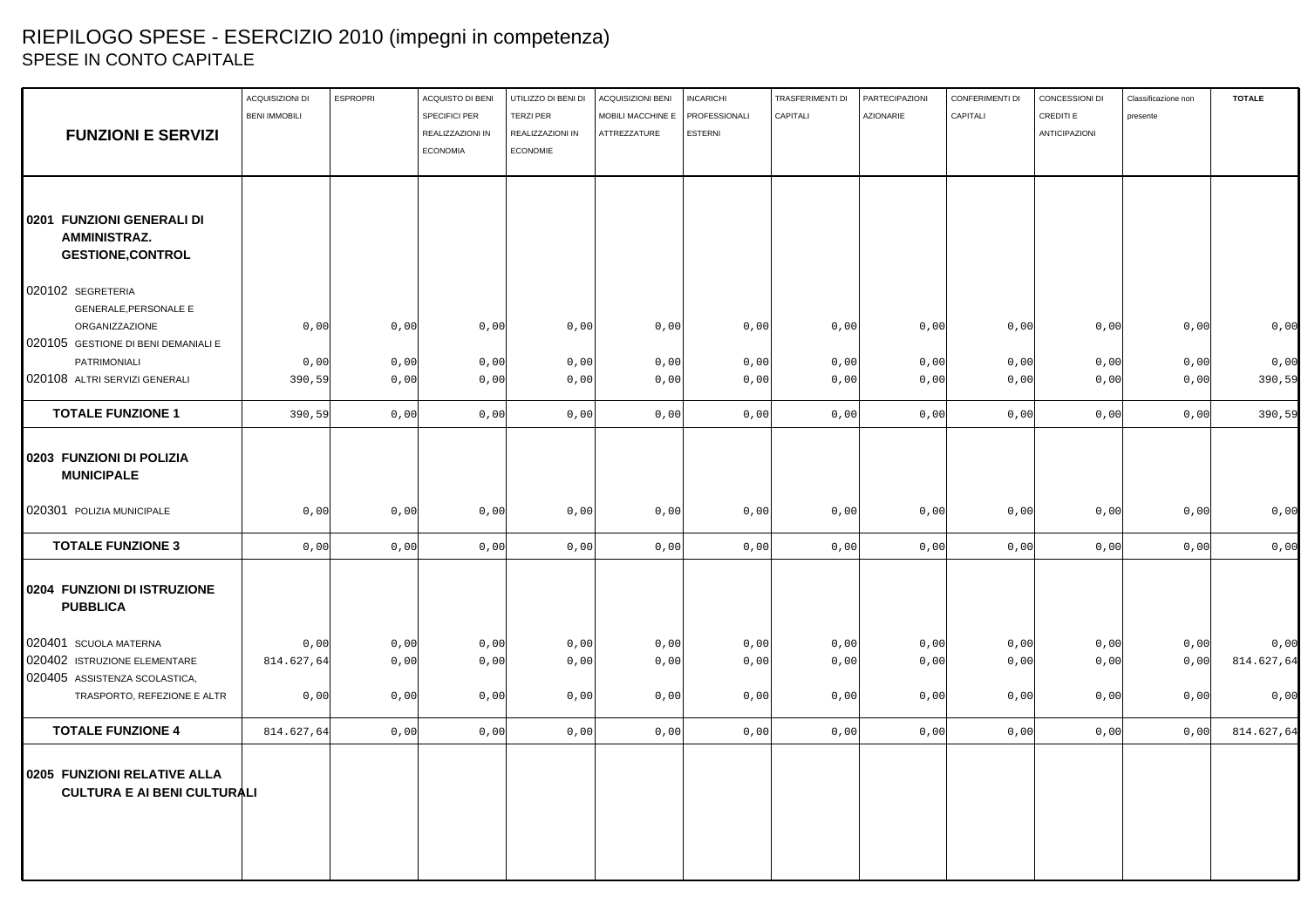# RIEPILOGO SPESE - ESERCIZIO 2010 (impegni in competenza)

## SPESE IN CONTO CAPITALE

| FUNZIONI E SERVIZI | ACQUISIZIONI DI BENI IMMOBILI | ESPROPRI | ACQUISTO DI BENI SPECIFICI PER REALIZZAZIONI IN ECONOMIA | UTILIZZO DI BENI DI TERZI PER REALIZZAZIONI IN ECONOMIE | ACQUISIZIONI BENI MOBILI MACCHINE E ATTREZZATURE | INCARICHI PROFESSIONALI ESTERNI | TRASFERIMENTI DI CAPITALI | PARTECIPAZIONI AZIONARIE | CONFERIMENTI DI CAPITALI | CONCESSIONI DI CREDITI E ANTICIPAZIONI | Classificazione non presente | TOTALE |
|---|---|---|---|---|---|---|---|---|---|---|---|---|
| **0201 FUNZIONI GENERALI DI AMMINISTRAZ. GESTIONE,CONTROL** | | | | | | | | | | | | |
| 020102 SEGRETERIA GENERALE,PERSONALE E ORGANIZZAZIONE | 0,00 | 0,00 | 0,00 | 0,00 | 0,00 | 0,00 | 0,00 | 0,00 | 0,00 | 0,00 | 0,00 | 0,00 |
| 020105 GESTIONE DI BENI DEMANIALI E PATRIMONIALI | 0,00 | 0,00 | 0,00 | 0,00 | 0,00 | 0,00 | 0,00 | 0,00 | 0,00 | 0,00 | 0,00 | 0,00 |
| 020108 ALTRI SERVIZI GENERALI | 390,59 | 0,00 | 0,00 | 0,00 | 0,00 | 0,00 | 0,00 | 0,00 | 0,00 | 0,00 | 0,00 | 390,59 |
| **TOTALE FUNZIONE 1** | 390,59 | 0,00 | 0,00 | 0,00 | 0,00 | 0,00 | 0,00 | 0,00 | 0,00 | 0,00 | 0,00 | 390,59 |
| **0203 FUNZIONI DI POLIZIA MUNICIPALE** | | | | | | | | | | | | |
| 020301 POLIZIA MUNICIPALE | 0,00 | 0,00 | 0,00 | 0,00 | 0,00 | 0,00 | 0,00 | 0,00 | 0,00 | 0,00 | 0,00 | 0,00 |
| **TOTALE FUNZIONE 3** | 0,00 | 0,00 | 0,00 | 0,00 | 0,00 | 0,00 | 0,00 | 0,00 | 0,00 | 0,00 | 0,00 | 0,00 |
| **0204 FUNZIONI DI ISTRUZIONE PUBBLICA** | | | | | | | | | | | | |
| 020401 SCUOLA MATERNA | 0,00 | 0,00 | 0,00 | 0,00 | 0,00 | 0,00 | 0,00 | 0,00 | 0,00 | 0,00 | 0,00 | 0,00 |
| 020402 ISTRUZIONE ELEMENTARE | 814.627,64 | 0,00 | 0,00 | 0,00 | 0,00 | 0,00 | 0,00 | 0,00 | 0,00 | 0,00 | 0,00 | 814.627,64 |
| 020405 ASSISTENZA SCOLASTICA, TRASPORTO, REFEZIONE E ALTR | 0,00 | 0,00 | 0,00 | 0,00 | 0,00 | 0,00 | 0,00 | 0,00 | 0,00 | 0,00 | 0,00 | 0,00 |
| **TOTALE FUNZIONE 4** | 814.627,64 | 0,00 | 0,00 | 0,00 | 0,00 | 0,00 | 0,00 | 0,00 | 0,00 | 0,00 | 0,00 | 814.627,64 |
| **0205 FUNZIONI RELATIVE ALLA CULTURA E AI BENI CULTURALI** | | | | | | | | | | | | |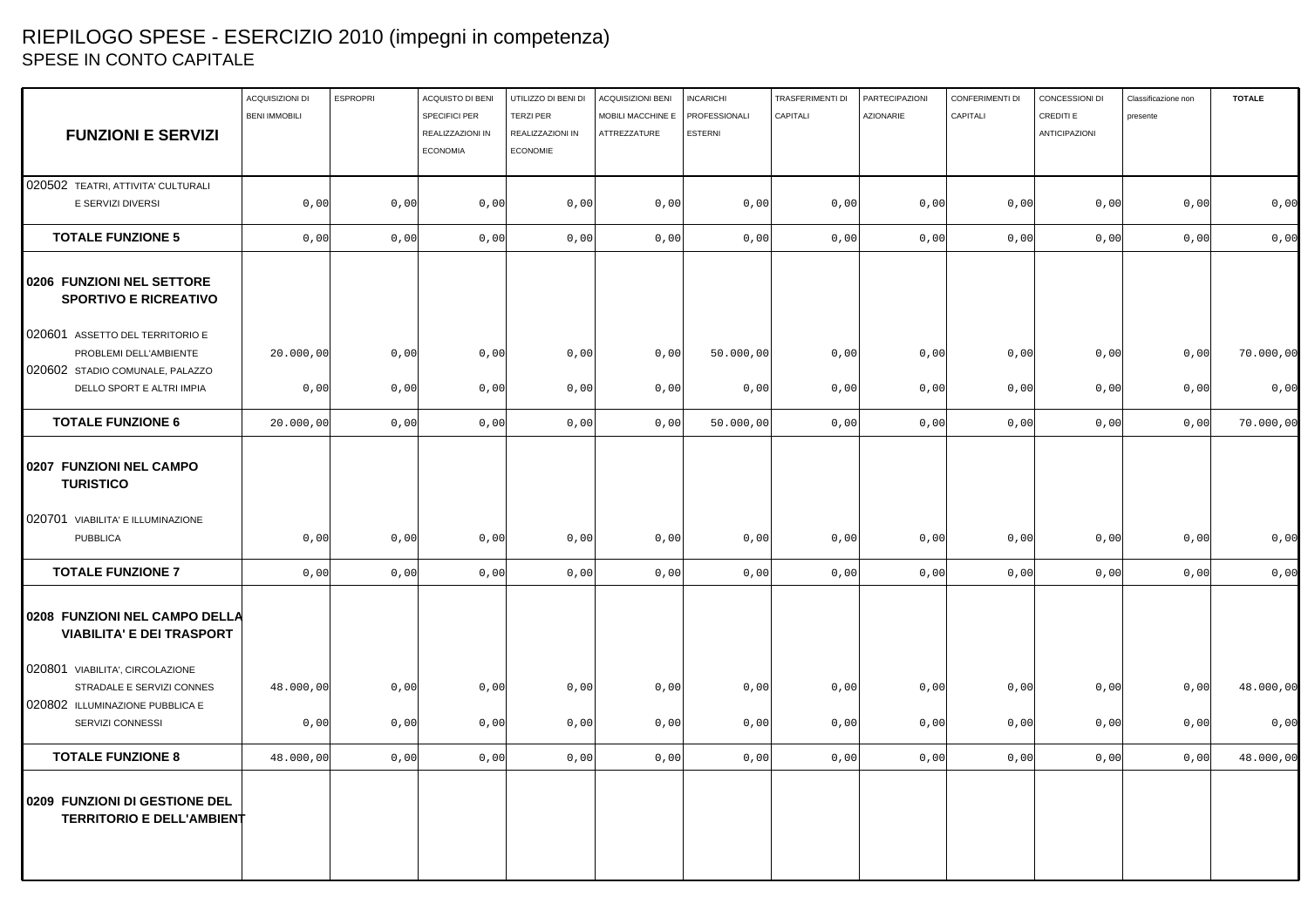# RIEPILOGO SPESE - ESERCIZIO 2010 (impegni in competenza)
## SPESE IN CONTO CAPITALE

| FUNZIONI E SERVIZI | ACQUISIZIONI DI BENI IMMOBILI | ESPROPRI | ACQUISTO DI BENI SPECIFICI PER REALIZZAZIONI IN ECONOMIA | UTILIZZO DI BENI DI TERZI PER REALIZZAZIONI IN ECONOMIE | ACQUISIZIONI BENI MOBILI MACCHINE E ATTREZZATURE | INCARICHI PROFESSIONALI ESTERNI | TRASFERIMENTI DI CAPITALI | PARTECIPAZIONI AZIONARIE | CONFERIMENTI DI CAPITALI | CONCESSIONI DI CREDITI E ANTICIPAZIONI | Classificazione non presente | TOTALE |
|---|---|---|---|---|---|---|---|---|---|---|---|---|
| 020502 TEATRI, ATTIVITA' CULTURALI E SERVIZI DIVERSI | 0,00 | 0,00 | 0,00 | 0,00 | 0,00 | 0,00 | 0,00 | 0,00 | 0,00 | 0,00 | 0,00 | 0,00 |
| **TOTALE FUNZIONE 5** | 0,00 | 0,00 | 0,00 | 0,00 | 0,00 | 0,00 | 0,00 | 0,00 | 0,00 | 0,00 | 0,00 | 0,00 |
| **0206 FUNZIONI NEL SETTORE SPORTIVO E RICREATIVO** | | | | | | | | | | | | |
| 020601 ASSETTO DEL TERRITORIO E PROBLEMI DELL'AMBIENTE | 20.000,00 | 0,00 | 0,00 | 0,00 | 0,00 | 50.000,00 | 0,00 | 0,00 | 0,00 | 0,00 | 0,00 | 70.000,00 |
| 020602 STADIO COMUNALE, PALAZZO DELLO SPORT E ALTRI IMPIA | 0,00 | 0,00 | 0,00 | 0,00 | 0,00 | 0,00 | 0,00 | 0,00 | 0,00 | 0,00 | 0,00 | 0,00 |
| **TOTALE FUNZIONE 6** | 20.000,00 | 0,00 | 0,00 | 0,00 | 0,00 | 50.000,00 | 0,00 | 0,00 | 0,00 | 0,00 | 0,00 | 70.000,00 |
| **0207 FUNZIONI NEL CAMPO TURISTICO** | | | | | | | | | | | | |
| 020701 VIABILITA' E ILLUMINAZIONE PUBBLICA | 0,00 | 0,00 | 0,00 | 0,00 | 0,00 | 0,00 | 0,00 | 0,00 | 0,00 | 0,00 | 0,00 | 0,00 |
| **TOTALE FUNZIONE 7** | 0,00 | 0,00 | 0,00 | 0,00 | 0,00 | 0,00 | 0,00 | 0,00 | 0,00 | 0,00 | 0,00 | 0,00 |
| **0208 FUNZIONI NEL CAMPO DELLA VIABILITA' E DEI TRASPORT** | | | | | | | | | | | | |
| 020801 VIABILITA', CIRCOLAZIONE STRADALE E SERVIZI CONNES | 48.000,00 | 0,00 | 0,00 | 0,00 | 0,00 | 0,00 | 0,00 | 0,00 | 0,00 | 0,00 | 0,00 | 48.000,00 |
| 020802 ILLUMINAZIONE PUBBLICA E SERVIZI CONNESSI | 0,00 | 0,00 | 0,00 | 0,00 | 0,00 | 0,00 | 0,00 | 0,00 | 0,00 | 0,00 | 0,00 | 0,00 |
| **TOTALE FUNZIONE 8** | 48.000,00 | 0,00 | 0,00 | 0,00 | 0,00 | 0,00 | 0,00 | 0,00 | 0,00 | 0,00 | 0,00 | 48.000,00 |
| **0209 FUNZIONI DI GESTIONE DEL TERRITORIO E DELL'AMBIENT** | | | | | | | | | | | | |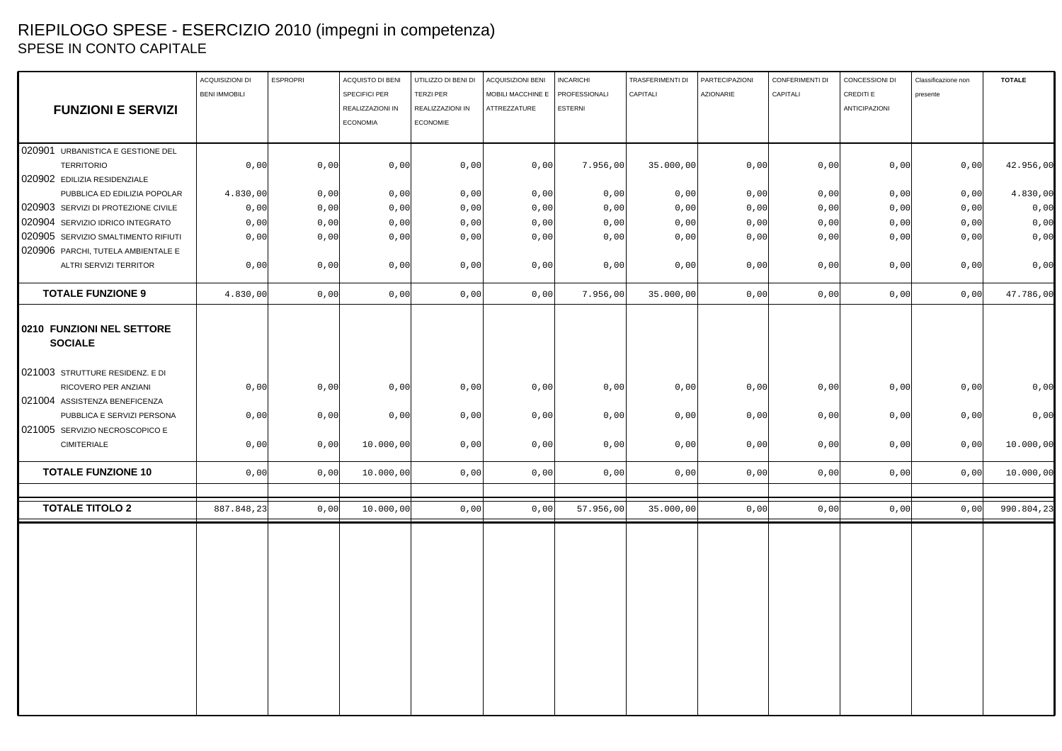# RIEPILOGO SPESE - ESERCIZIO 2010 (impegni in competenza)

## SPESE IN CONTO CAPITALE

| FUNZIONI E SERVIZI | ACQUISIZIONI DI BENI IMMOBILI | ESPROPRI | ACQUISTO DI BENI SPECIFICI PER REALIZZAZIONI IN ECONOMIA | UTILIZZO DI BENI DI TERZI PER REALIZZAZIONI IN ECONOMIE | ACQUISIZIONI BENI MOBILI MACCHINE E ATTREZZATURE | INCARICHI PROFESSIONALI ESTERNI | TRASFERIMENTI DI CAPITALI | PARTECIPAZIONI AZIONARIE | CONFERIMENTI DI CAPITALI | CONCESSIONI DI CREDITI E ANTICIPAZIONI | Classificazione non presente | TOTALE |
|---|---|---|---|---|---|---|---|---|---|---|---|---|
| 020901 URBANISTICA E GESTIONE DEL TERRITORIO | 0,00 | 0,00 | 0,00 | 0,00 | 0,00 | 7.956,00 | 35.000,00 | 0,00 | 0,00 | 0,00 | 0,00 | 42.956,00 |
| 020902 EDILIZIA RESIDENZIALE PUBBLICA ED EDILIZIA POPOLAR | 4.830,00 | 0,00 | 0,00 | 0,00 | 0,00 | 0,00 | 0,00 | 0,00 | 0,00 | 0,00 | 0,00 | 4.830,00 |
| 020903 SERVIZI DI PROTEZIONE CIVILE | 0,00 | 0,00 | 0,00 | 0,00 | 0,00 | 0,00 | 0,00 | 0,00 | 0,00 | 0,00 | 0,00 | 0,00 |
| 020904 SERVIZIO IDRICO INTEGRATO | 0,00 | 0,00 | 0,00 | 0,00 | 0,00 | 0,00 | 0,00 | 0,00 | 0,00 | 0,00 | 0,00 | 0,00 |
| 020905 SERVIZIO SMALTIMENTO RIFIUTI | 0,00 | 0,00 | 0,00 | 0,00 | 0,00 | 0,00 | 0,00 | 0,00 | 0,00 | 0,00 | 0,00 | 0,00 |
| 020906 PARCHI, TUTELA AMBIENTALE E ALTRI SERVIZI TERRITOR | 0,00 | 0,00 | 0,00 | 0,00 | 0,00 | 0,00 | 0,00 | 0,00 | 0,00 | 0,00 | 0,00 | 0,00 |
| **TOTALE FUNZIONE 9** | 4.830,00 | 0,00 | 0,00 | 0,00 | 0,00 | 7.956,00 | 35.000,00 | 0,00 | 0,00 | 0,00 | 0,00 | 47.786,00 |
| **0210 FUNZIONI NEL SETTORE SOCIALE** | | | | | | | | | | | | |
| 021003 STRUTTURE RESIDENZ. E DI RICOVERO PER ANZIANI | 0,00 | 0,00 | 0,00 | 0,00 | 0,00 | 0,00 | 0,00 | 0,00 | 0,00 | 0,00 | 0,00 | 0,00 |
| 021004 ASSISTENZA BENEFICENZA PUBBLICA E SERVIZI PERSONA | 0,00 | 0,00 | 0,00 | 0,00 | 0,00 | 0,00 | 0,00 | 0,00 | 0,00 | 0,00 | 0,00 | 0,00 |
| 021005 SERVIZIO NECROSCOPICO E CIMITERIALE | 0,00 | 0,00 | 10.000,00 | 0,00 | 0,00 | 0,00 | 0,00 | 0,00 | 0,00 | 0,00 | 0,00 | 10.000,00 |
| **TOTALE FUNZIONE 10** | 0,00 | 0,00 | 10.000,00 | 0,00 | 0,00 | 0,00 | 0,00 | 0,00 | 0,00 | 0,00 | 0,00 | 10.000,00 |
| **TOTALE TITOLO 2** | 887.848,23 | 0,00 | 10.000,00 | 0,00 | 0,00 | 57.956,00 | 35.000,00 | 0,00 | 0,00 | 0,00 | 0,00 | 990.804,23 |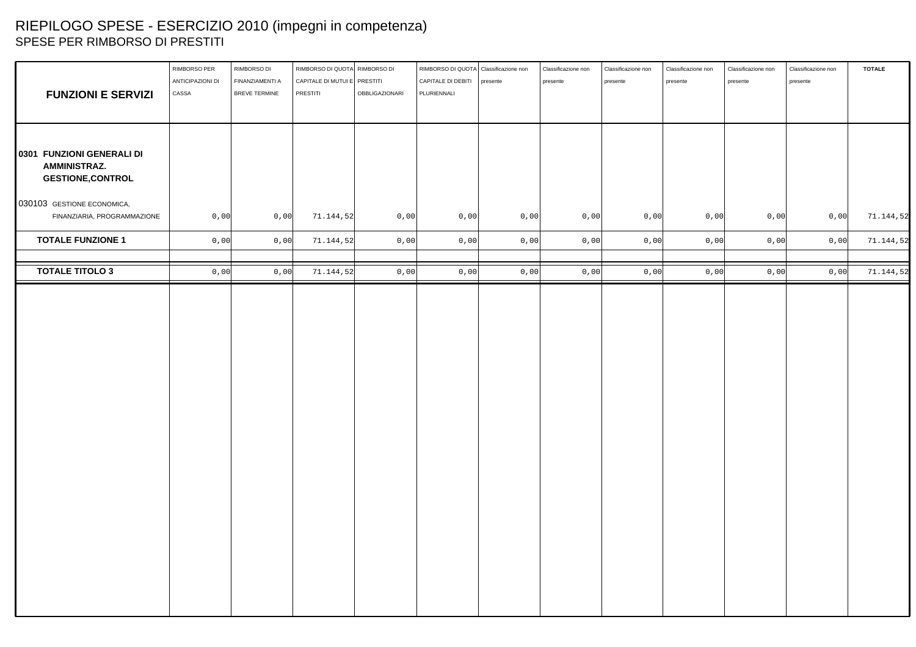# RIEPILOGO SPESE - ESERCIZIO 2010 (impegni in competenza)

## SPESE PER RIMBORSO DI PRESTITI

| FUNZIONI E SERVIZI | RIMBORSO PER ANTICIPAZIONI DI CASSA | RIMBORSO DI FINANZIAMENTI A BREVE TERMINE | RIMBORSO DI QUOTA CAPITALE DI MUTUI E PRESTITI | RIMBORSO DI PRESTITI OBBLIGAZIONARI | RIMBORSO DI QUOTA CAPITALE DI DEBITI PLURIENNALI | Classificazione non presente | Classificazione non presente | Classificazione non presente | Classificazione non presente | Classificazione non presente | Classificazione non presente | TOTALE |
|---|---|---|---|---|---|---|---|---|---|---|---|---|
| **0301 FUNZIONI GENERALI DI AMMINISTRAZ. GESTIONE,CONTROL** | | | | | | | | | | | | |
| 030103 GESTIONE ECONOMICA, FINANZIARIA, PROGRAMMAZIONE | 0,00 | 0,00 | 71.144,52 | 0,00 | 0,00 | 0,00 | 0,00 | 0,00 | 0,00 | 0,00 | 0,00 | 71.144,52 |
| **TOTALE FUNZIONE 1** | 0,00 | 0,00 | 71.144,52 | 0,00 | 0,00 | 0,00 | 0,00 | 0,00 | 0,00 | 0,00 | 0,00 | 71.144,52 |
| **TOTALE TITOLO 3** | 0,00 | 0,00 | 71.144,52 | 0,00 | 0,00 | 0,00 | 0,00 | 0,00 | 0,00 | 0,00 | 0,00 | 71.144,52 |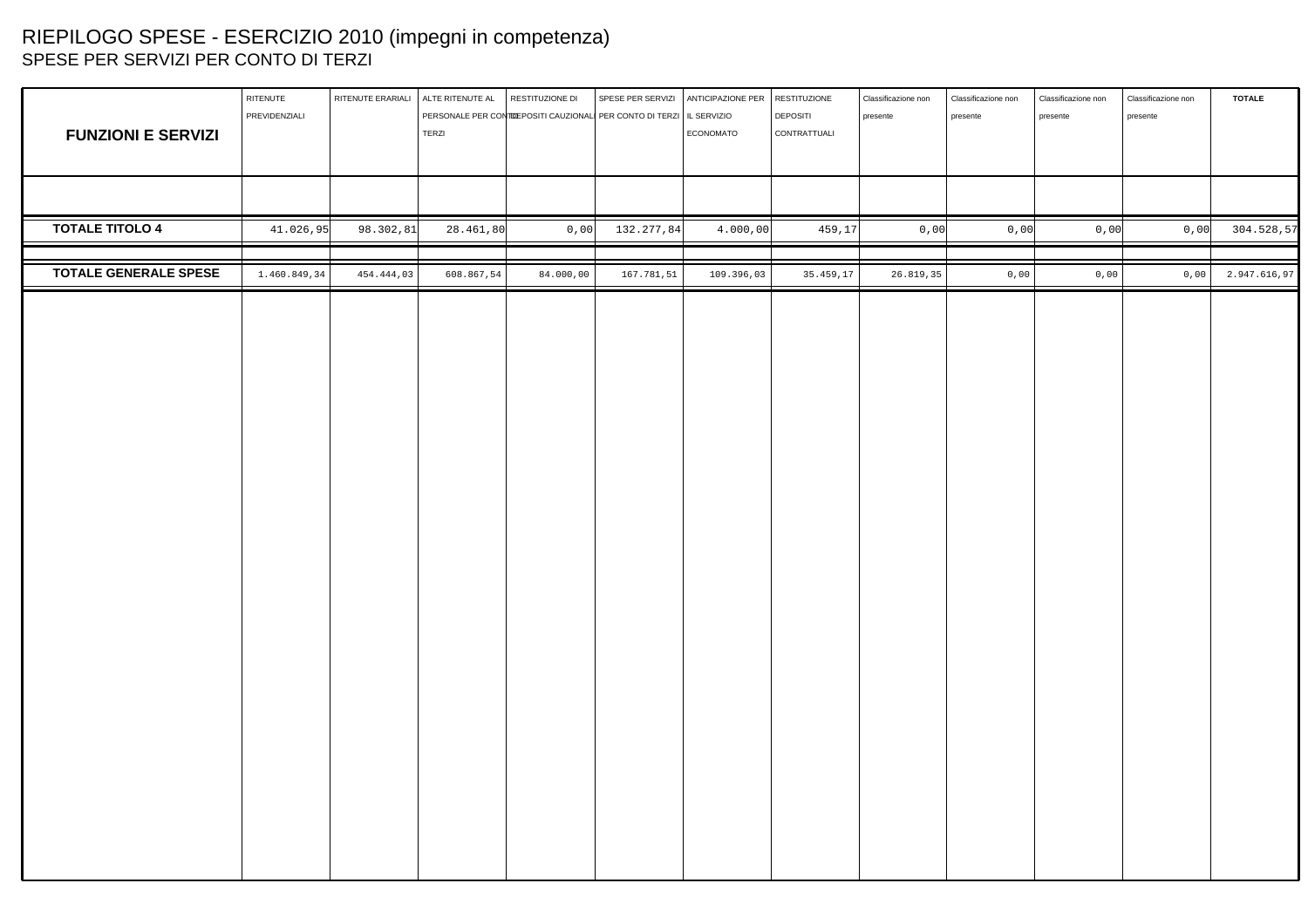# RIEPILOGO SPESE - ESERCIZIO 2010 (impegni in competenza)

## SPESE PER SERVIZI PER CONTO DI TERZI

| FUNZIONI E SERVIZI | RITENUTE PREVIDENZIALI | RITENUTE ERARIALI | ALTE RITENUTE AL PERSONALE PER CONTO TERZI | RESTITUZIONE DI DEPOSITI CAUZIONALI | SPESE PER SERVIZI PER CONTO DI TERZI | ANTICIPAZIONE PER IL SERVIZIO ECONOMATO | RESTITUZIONE DEPOSITI CONTRATTUALI | Classificazione non presente | Classificazione non presente | Classificazione non presente | Classificazione non presente | TOTALE |
|---|---|---|---|---|---|---|---|---|---|---|---|---|
| | | | | | | | | | | | | |
| **TOTALE TITOLO 4** | 41.026,95 | 98.302,81 | 28.461,80 | 0,00 | 132.277,84 | 4.000,00 | 459,17 | 0,00 | 0,00 | 0,00 | 0,00 | 304.528,57 |
| **TOTALE GENERALE SPESE** | 1.460.849,34 | 454.444,03 | 608.867,54 | 84.000,00 | 167.781,51 | 109.396,03 | 35.459,17 | 26.819,35 | 0,00 | 0,00 | 0,00 | 2.947.616,97 |